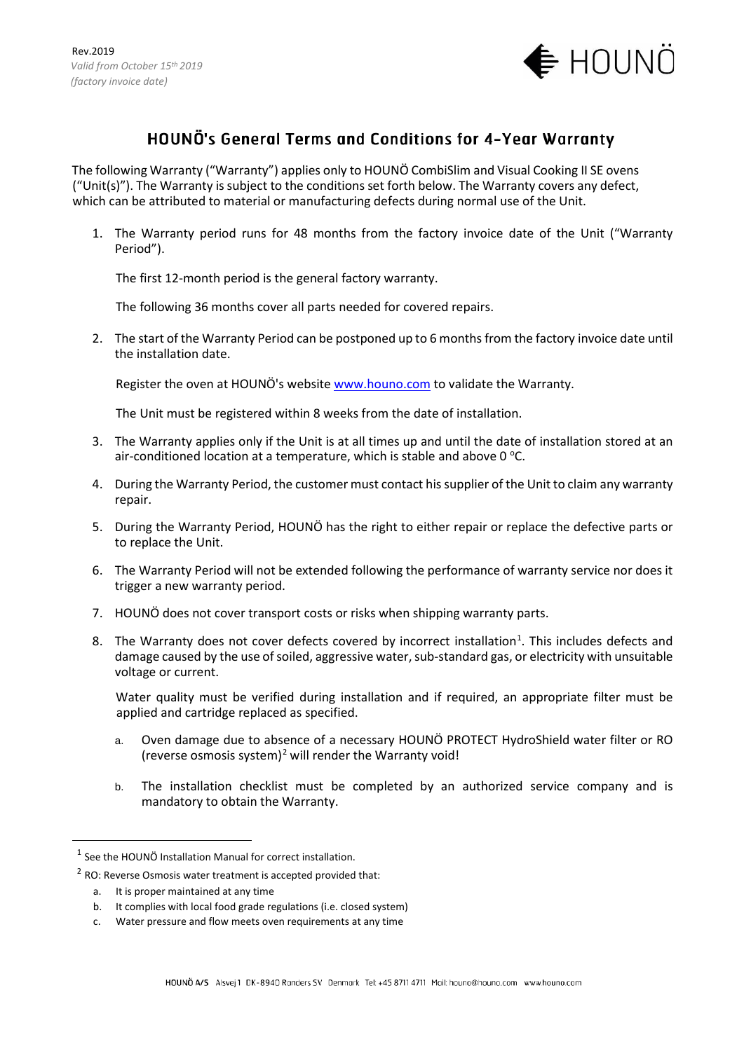Rev.2019
*Valid from October 15th 2019*
*(factory invoice date)*

HOUNÖ

# HOUNÖ's General Terms and Conditions for 4-Year Warranty

The following Warranty ("Warranty") applies only to HOUNÖ CombiSlim and Visual Cooking II SE ovens ("Unit(s)"). The Warranty is subject to the conditions set forth below. The Warranty covers any defect, which can be attributed to material or manufacturing defects during normal use of the Unit.

1. The Warranty period runs for 48 months from the factory invoice date of the Unit ("Warranty Period").

   The first 12-month period is the general factory warranty.

   The following 36 months cover all parts needed for covered repairs.

2. The start of the Warranty Period can be postponed up to 6 months from the factory invoice date until the installation date.

   Register the oven at HOUNÖ's website www.houno.com to validate the Warranty.

   The Unit must be registered within 8 weeks from the date of installation.

3. The Warranty applies only if the Unit is at all times up and until the date of installation stored at an air-conditioned location at a temperature, which is stable and above 0 °C.

4. During the Warranty Period, the customer must contact his supplier of the Unit to claim any warranty repair.

5. During the Warranty Period, HOUNÖ has the right to either repair or replace the defective parts or to replace the Unit.

6. The Warranty Period will not be extended following the performance of warranty service nor does it trigger a new warranty period.

7. HOUNÖ does not cover transport costs or risks when shipping warranty parts.

8. The Warranty does not cover defects covered by incorrect installation[1]. This includes defects and damage caused by the use of soiled, aggressive water, sub-standard gas, or electricity with unsuitable voltage or current.

   Water quality must be verified during installation and if required, an appropriate filter must be applied and cartridge replaced as specified.

   a. Oven damage due to absence of a necessary HOUNÖ PROTECT HydroShield water filter or RO (reverse osmosis system)[2] will render the Warranty void!

   b. The installation checklist must be completed by an authorized service company and is mandatory to obtain the Warranty.

---

[1] See the HOUNÖ Installation Manual for correct installation.

[2] RO: Reverse Osmosis water treatment is accepted provided that:

a. It is proper maintained at any time
b. It complies with local food grade regulations (i.e. closed system)
c. Water pressure and flow meets oven requirements at any time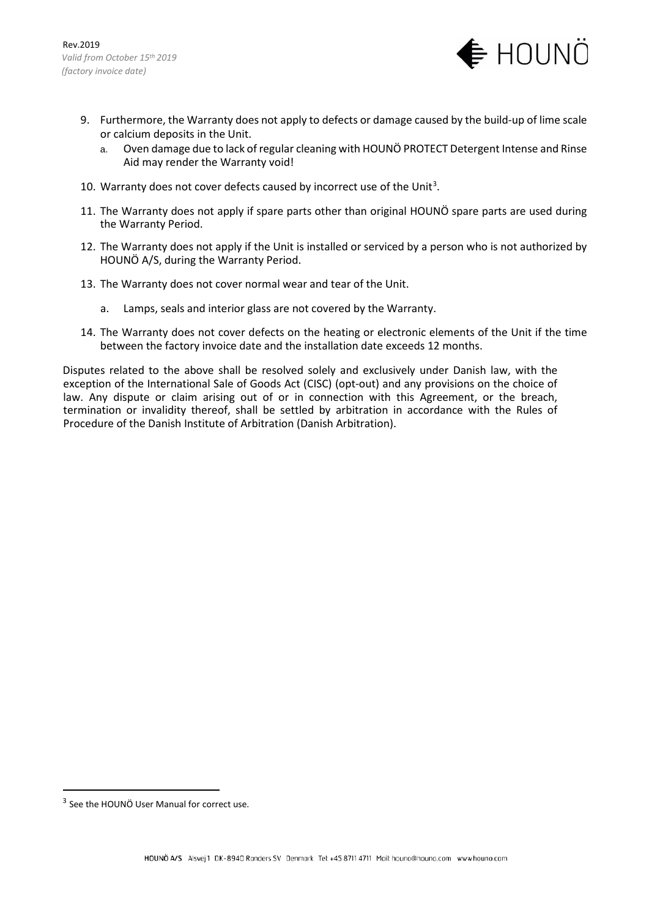9. Furthermore, the Warranty does not apply to defects or damage caused by the build-up of lime scale or calcium deposits in the Unit.
   a. Oven damage due to lack of regular cleaning with HOUNÖ PROTECT Detergent Intense and Rinse Aid may render the Warranty void!
10. Warranty does not cover defects caused by incorrect use of the Unit[3].
11. The Warranty does not apply if spare parts other than original HOUNÖ spare parts are used during the Warranty Period.
12. The Warranty does not apply if the Unit is installed or serviced by a person who is not authorized by HOUNÖ A/S, during the Warranty Period.
13. The Warranty does not cover normal wear and tear of the Unit.
    a. Lamps, seals and interior glass are not covered by the Warranty.
14. The Warranty does not cover defects on the heating or electronic elements of the Unit if the time between the factory invoice date and the installation date exceeds 12 months.

Disputes related to the above shall be resolved solely and exclusively under Danish law, with the exception of the International Sale of Goods Act (CISC) (opt-out) and any provisions on the choice of law. Any dispute or claim arising out of or in connection with this Agreement, or the breach, termination or invalidity thereof, shall be settled by arbitration in accordance with the Rules of Procedure of the Danish Institute of Arbitration (Danish Arbitration).

[3] See the HOUNÖ User Manual for correct use.